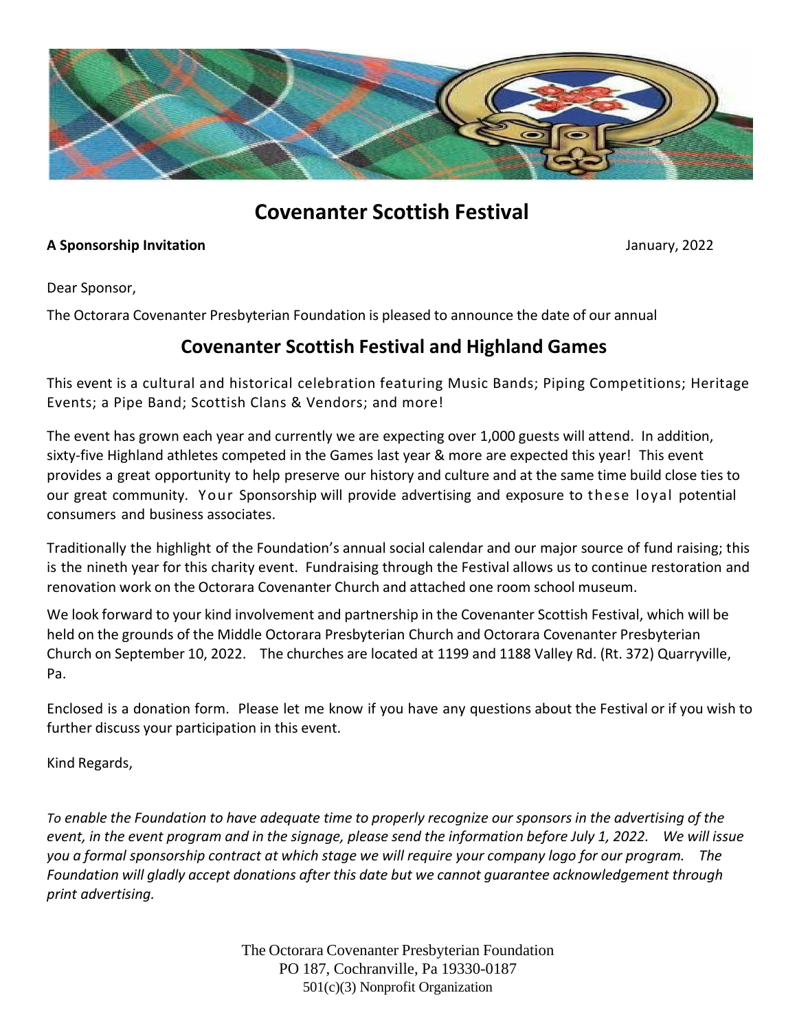# Covenanter Scottish Festival

**A Sponsorship Invitation** January, 2022

Dear Sponsor,

The Octorara Covenanter Presbyterian Foundation is pleased to announce the date of our annual

## Covenanter Scottish Festival and Highland Games

This event is a cultural and historical celebration featuring Music Bands; Piping Competitions; Heritage Events; a Pipe Band; Scottish Clans & Vendors; and more!

The event has grown each year and currently we are expecting over 1,000 guests will attend. In addition, sixty-five Highland athletes competed in the Games last year & more are expected this year! This event provides a great opportunity to help preserve our history and culture and at the same time build close ties to our great community. Your Sponsorship will provide advertising and exposure to these loyal potential consumers and business associates.

Traditionally the highlight of the Foundation's annual social calendar and our major source of fund raising; this is the nineth year for this charity event. Fundraising through the Festival allows us to continue restoration and renovation work on the Octorara Covenanter Church and attached one room school museum.

We look forward to your kind involvement and partnership in the Covenanter Scottish Festival, which will be held on the grounds of the Middle Octorara Presbyterian Church and Octorara Covenanter Presbyterian Church on September 10, 2022. The churches are located at 1199 and 1188 Valley Rd. (Rt. 372) Quarryville, Pa.

Enclosed is a donation form. Please let me know if you have any questions about the Festival or if you wish to further discuss your participation in this event.

Kind Regards,

*To enable the Foundation to have adequate time to properly recognize our sponsors in the advertising of the event, in the event program and in the signage, please send the information before July 1, 2022. We will issue you a formal sponsorship contract at which stage we will require your company logo for our program. The Foundation will gladly accept donations after this date but we cannot guarantee acknowledgement through print advertising.*

The Octorara Covenanter Presbyterian Foundation
PO 187, Cochranville, Pa 19330-0187
501(c)(3) Nonprofit Organization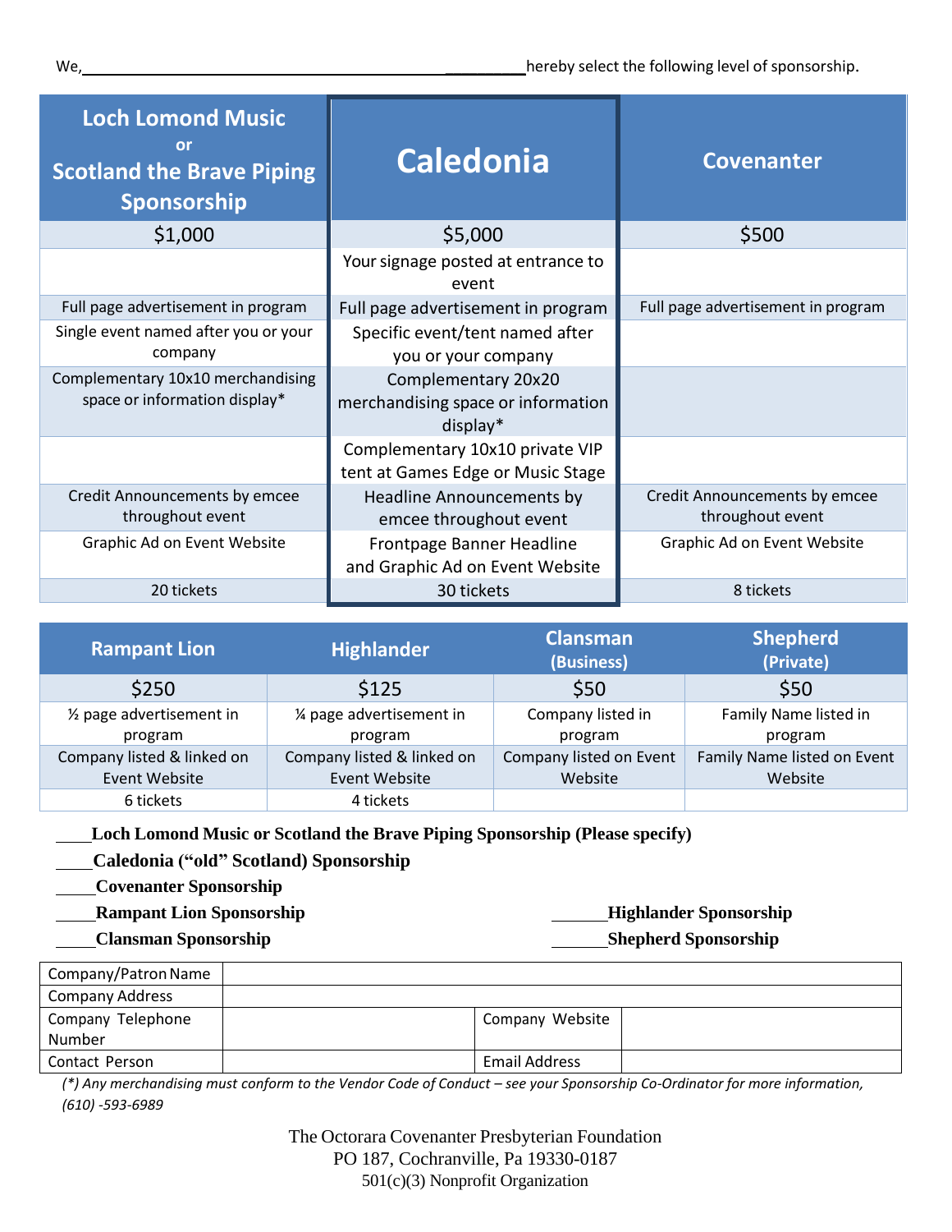We, \_\_\_\_\_\_\_\_\_\_\_\_\_\_\_\_\_\_\_\_\_\_\_\_\_\_\_\_\_\_\_\_\_\_\_\_\_\_\_\_\_\_\_\_\_\_\_\_\_\_\_\_ hereby select the following level of sponsorship.

| Loch Lomond Music or Scotland the Brave Piping Sponsorship | Caledonia | Covenanter |
|---|---|---|
| $1,000 | $5,000 | $500 |
| | Your signage posted at entrance to event | |
| Full page advertisement in program | Full page advertisement in program | Full page advertisement in program |
| Single event named after you or your company | Specific event/tent named after you or your company | |
| Complementary 10x10 merchandising space or information display* | Complementary 20x20 merchandising space or information display* | |
| | Complementary 10x10 private VIP tent at Games Edge or Music Stage | |
| Credit Announcements by emcee throughout event | Headline Announcements by emcee throughout event | Credit Announcements by emcee throughout event |
| Graphic Ad on Event Website | Frontpage Banner Headline and Graphic Ad on Event Website | Graphic Ad on Event Website |
| 20 tickets | 30 tickets | 8 tickets |

| Rampant Lion | Highlander | Clansman (Business) | Shepherd (Private) |
|---|---|---|---|
| $250 | $125 | $50 | $50 |
| ½ page advertisement in program | ¼ page advertisement in program | Company listed in program | Family Name listed in program |
| Company listed & linked on Event Website | Company listed & linked on Event Website | Company listed on Event Website | Family Name listed on Event Website |
| 6 tickets | 4 tickets | | |

\_\_\_\_**Loch Lomond Music or Scotland the Brave Piping Sponsorship (Please specify)**

\_\_\_\_**Caledonia ("old" Scotland) Sponsorship**

\_\_\_\_**Covenanter Sponsorship**

\_\_\_\_**Rampant Lion Sponsorship**

\_\_\_\_**Highlander Sponsorship**

\_\_\_\_**Clansman Sponsorship**

\_\_\_\_**Shepherd Sponsorship**

| | | | |
|---|---|---|---|
| Company/Patron Name | | | |
| Company Address | | | |
| Company Telephone Number | | Company Website | |
| Contact Person | | Email Address | |

*(\*) Any merchandising must conform to the Vendor Code of Conduct – see your Sponsorship Co-Ordinator for more information, (610) -593-6989*

The Octorara Covenanter Presbyterian Foundation
PO 187, Cochranville, Pa 19330-0187
501(c)(3) Nonprofit Organization